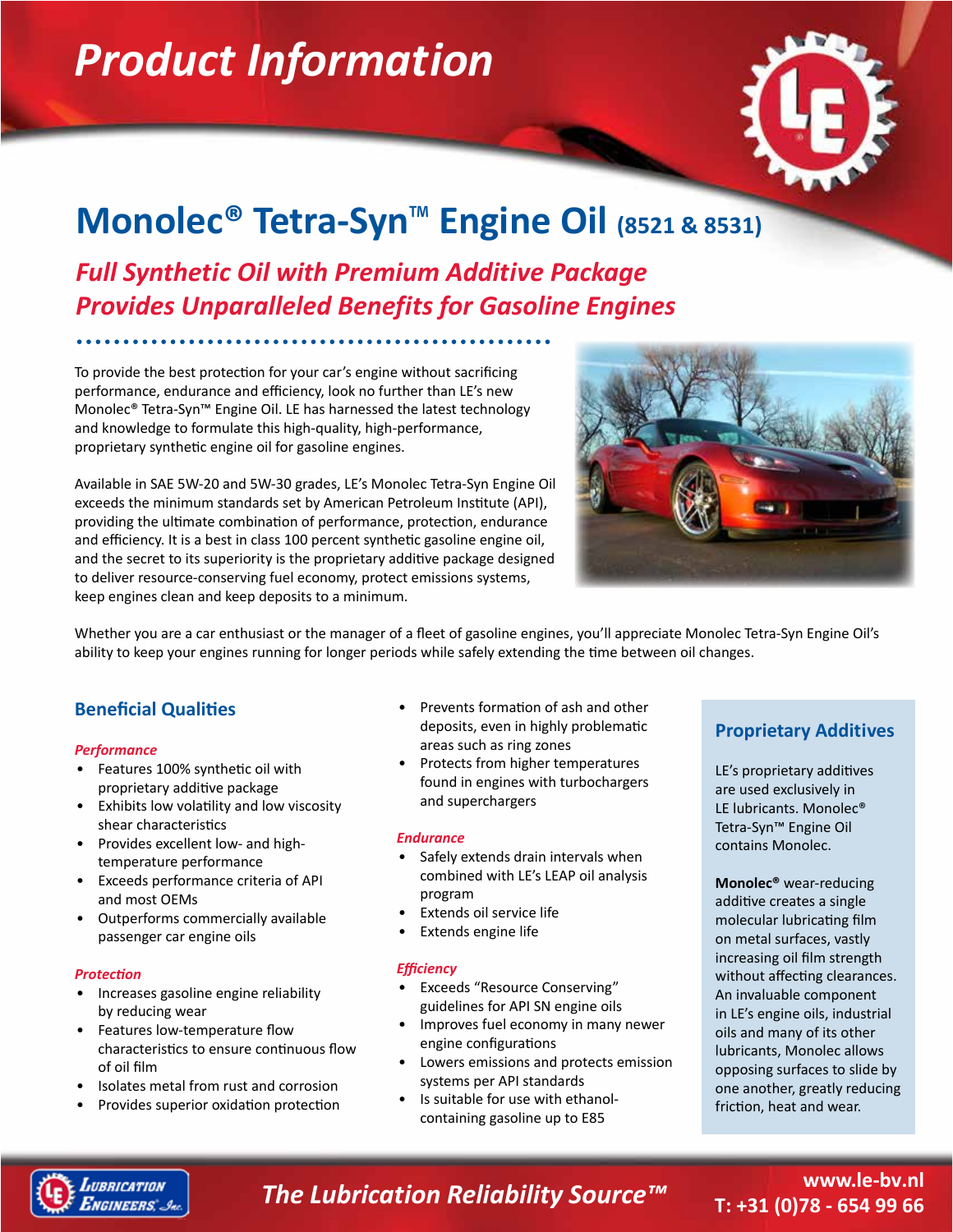# Product Information

# Monolec® Tetra-Syn™ Engine Oil (8521 & 8531)

## *Full Synthetic Oil with Premium Additive Package Provides Unparalleled Benefits for Gasoline Engines*

To provide the best protection for your car's engine without sacrificing performance, endurance and efficiency, look no further than LE's new Monolec® Tetra-Syn™ Engine Oil. LE has harnessed the latest technology and knowledge to formulate this high-quality, high-performance, proprietary synthetic engine oil for gasoline engines.

Available in SAE 5W-20 and 5W-30 grades, LE's Monolec Tetra-Syn Engine Oil exceeds the minimum standards set by American Petroleum Institute (API), providing the ultimate combination of performance, protection, endurance and efficiency. It is a best in class 100 percent synthetic gasoline engine oil, and the secret to its superiority is the proprietary additive package designed to deliver resource-conserving fuel economy, protect emissions systems, keep engines clean and keep deposits to a minimum.

Whether you are a car enthusiast or the manager of a fleet of gasoline engines, you'll appreciate Monolec Tetra-Syn Engine Oil's ability to keep your engines running for longer periods while safely extending the time between oil changes.

## Beneficial Qualities

### *Performance*

- Features 100% synthetic oil with proprietary additive package
- Exhibits low volatility and low viscosity shear characteristics
- Provides excellent low- and high-temperature performance
- Exceeds performance criteria of API and most OEMs
- Outperforms commercially available passenger car engine oils

### *Protection*

- Increases gasoline engine reliability by reducing wear
- Features low-temperature flow characteristics to ensure continuous flow of oil film
- Isolates metal from rust and corrosion
- Provides superior oxidation protection
- Prevents formation of ash and other deposits, even in highly problematic areas such as ring zones
- Protects from higher temperatures found in engines with turbochargers and superchargers

### *Endurance*

- Safely extends drain intervals when combined with LE's LEAP oil analysis program
- Extends oil service life
- Extends engine life

### *Efficiency*

- Exceeds "Resource Conserving" guidelines for API SN engine oils
- Improves fuel economy in many newer engine configurations
- Lowers emissions and protects emission systems per API standards
- Is suitable for use with ethanol-containing gasoline up to E85

## Proprietary Additives

LE's proprietary additives are used exclusively in LE lubricants. Monolec® Tetra-Syn™ Engine Oil contains Monolec.

**Monolec®** wear-reducing additive creates a single molecular lubricating film on metal surfaces, vastly increasing oil film strength without affecting clearances. An invaluable component in LE's engine oils, industrial oils and many of its other lubricants, Monolec allows opposing surfaces to slide by one another, greatly reducing friction, heat and wear.

*The Lubrication Reliability Source™*

www.le-bv.nl
T: +31 (0)78 - 654 99 66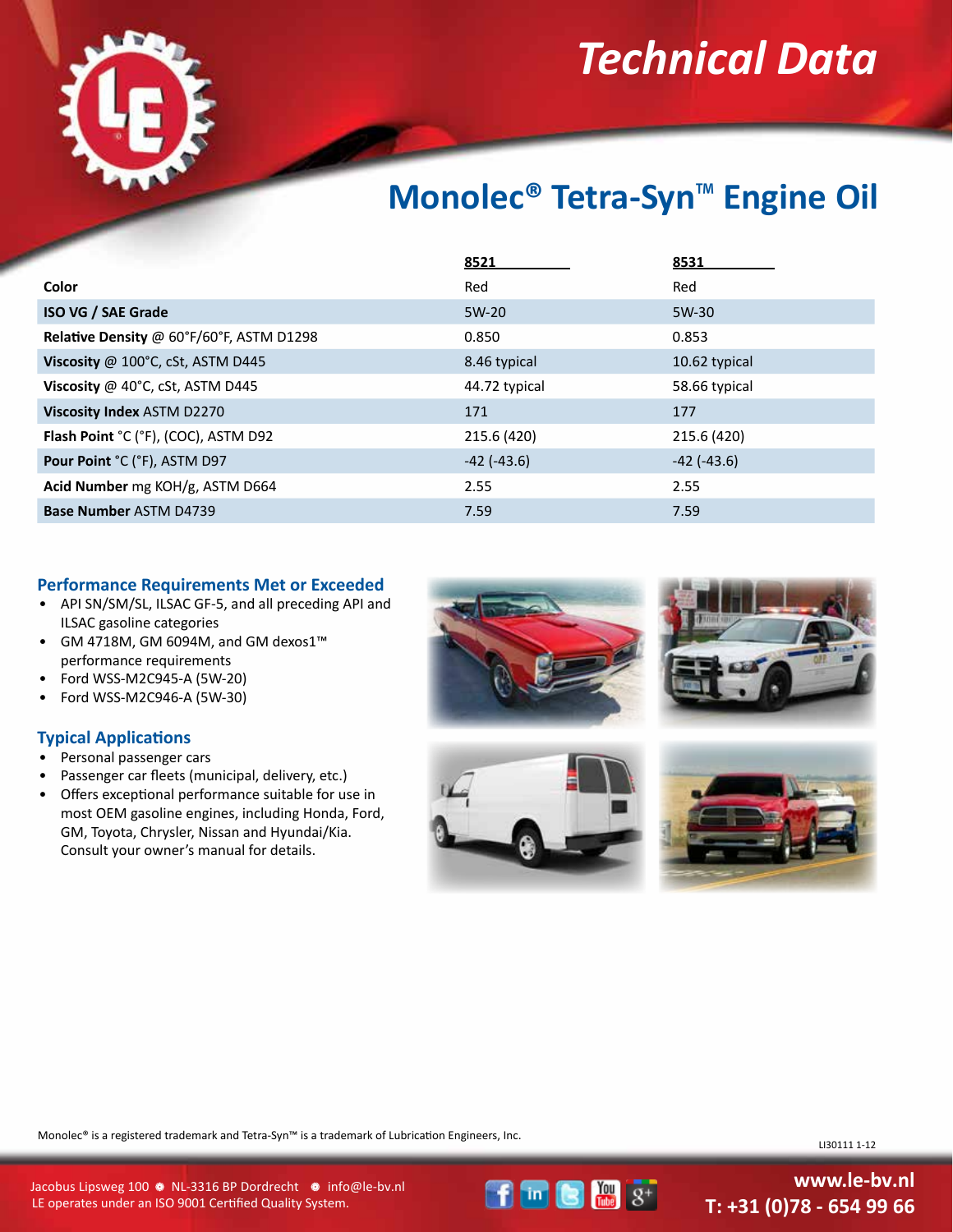# Technical Data

## Monolec® Tetra-Syn™ Engine Oil

| | 8521 | 8531 |
|---|---|---|
| **Color** | Red | Red |
| **ISO VG / SAE Grade** | 5W-20 | 5W-30 |
| **Relative Density** @ 60°F/60°F, ASTM D1298 | 0.850 | 0.853 |
| **Viscosity** @ 100°C, cSt, ASTM D445 | 8.46 typical | 10.62 typical |
| **Viscosity** @ 40°C, cSt, ASTM D445 | 44.72 typical | 58.66 typical |
| **Viscosity Index** ASTM D2270 | 171 | 177 |
| **Flash Point** °C (°F), (COC), ASTM D92 | 215.6 (420) | 215.6 (420) |
| **Pour Point** °C (°F), ASTM D97 | -42 (-43.6) | -42 (-43.6) |
| **Acid Number** mg KOH/g, ASTM D664 | 2.55 | 2.55 |
| **Base Number** ASTM D4739 | 7.59 | 7.59 |

### Performance Requirements Met or Exceeded

- API SN/SM/SL, ILSAC GF-5, and all preceding API and ILSAC gasoline categories
- GM 4718M, GM 6094M, and GM dexos1™ performance requirements
- Ford WSS-M2C945-A (5W-20)
- Ford WSS-M2C946-A (5W-30)

### Typical Applications

- Personal passenger cars
- Passenger car fleets (municipal, delivery, etc.)
- Offers exceptional performance suitable for use in most OEM gasoline engines, including Honda, Ford, GM, Toyota, Chrysler, Nissan and Hyundai/Kia. Consult your owner's manual for details.

Monolec® is a registered trademark and Tetra-Syn™ is a trademark of Lubrication Engineers, Inc.

LI30111 1-12

Jacobus Lipsweg 100 • NL-3316 BP Dordrecht • info@le-bv.nl
LE operates under an ISO 9001 Certified Quality System.

www.le-bv.nl
T: +31 (0)78 - 654 99 66